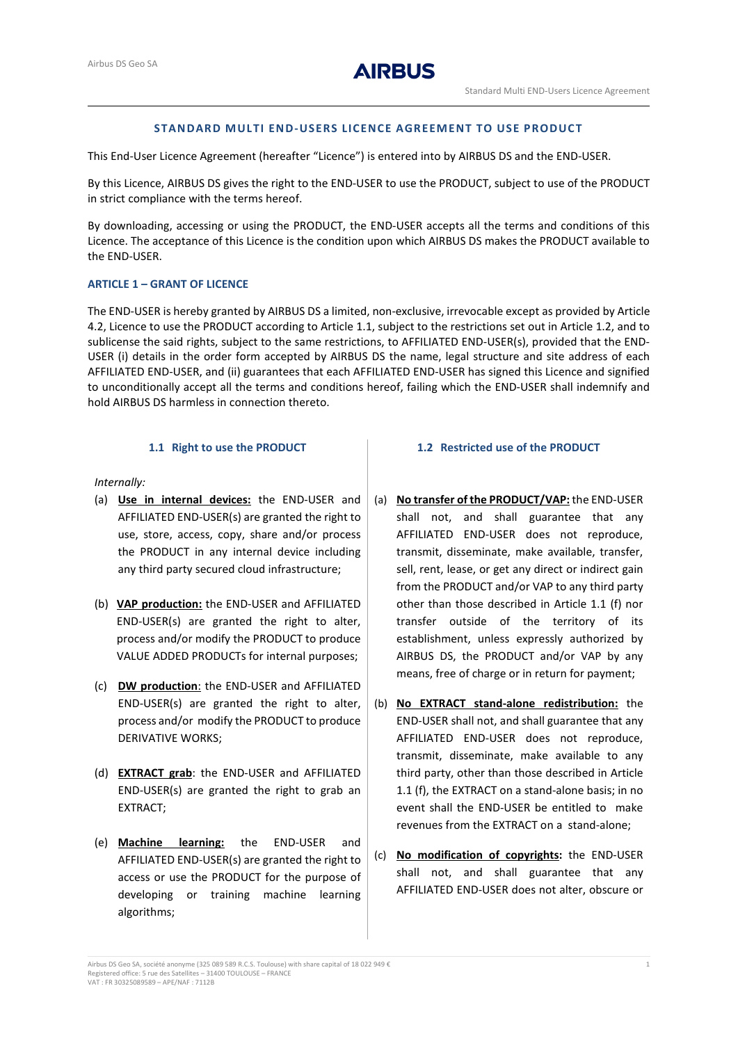## STANDARD MULTI END-USERS LICENCE AGREEMENT TO USE PRODUCT

This End-User Licence Agreement (hereafter "Licence") is entered into by AIRBUS DS and the END-USER.

By this Licence, AIRBUS DS gives the right to the END-USER to use the PRODUCT, subject to use of the PRODUCT in strict compliance with the terms hereof.

By downloading, accessing or using the PRODUCT, the END-USER accepts all the terms and conditions of this Licence. The acceptance of this Licence is the condition upon which AIRBUS DS makes the PRODUCT available to the END-USER.

### ARTICLE 1 – GRANT OF LICENCE

The END-USER is hereby granted by AIRBUS DS a limited, non-exclusive, irrevocable except as provided by Article 4.2, Licence to use the PRODUCT according to Article 1.1, subject to the restrictions set out in Article 1.2, and to sublicense the said rights, subject to the same restrictions, to AFFILIATED END-USER(s), provided that the END-USER (i) details in the order form accepted by AIRBUS DS the name, legal structure and site address of each AFFILIATED END-USER, and (ii) guarantees that each AFFILIATED END-USER has signed this Licence and signified to unconditionally accept all the terms and conditions hereof, failing which the END-USER shall indemnify and hold AIRBUS DS harmless in connection thereto.

#### 1.1 Right to use the PRODUCT

*Internally:*

(a) **Use in internal devices:** the END-USER and AFFILIATED END-USER(s) are granted the right to use, store, access, copy, share and/or process the PRODUCT in any internal device including any third party secured cloud infrastructure;

(b) **VAP production:** the END-USER and AFFILIATED END-USER(s) are granted the right to alter, process and/or modify the PRODUCT to produce VALUE ADDED PRODUCTs for internal purposes;

(c) **DW production**: the END-USER and AFFILIATED END-USER(s) are granted the right to alter, process and/or modify the PRODUCT to produce DERIVATIVE WORKS;

(d) **EXTRACT grab**: the END-USER and AFFILIATED END-USER(s) are granted the right to grab an EXTRACT;

(e) **Machine learning:** the END-USER and AFFILIATED END-USER(s) are granted the right to access or use the PRODUCT for the purpose of developing or training machine learning algorithms;

#### 1.2 Restricted use of the PRODUCT

(a) **No transfer of the PRODUCT/VAP:** the END-USER shall not, and shall guarantee that any AFFILIATED END-USER does not reproduce, transmit, disseminate, make available, transfer, sell, rent, lease, or get any direct or indirect gain from the PRODUCT and/or VAP to any third party other than those described in Article 1.1 (f) nor transfer outside of the territory of its establishment, unless expressly authorized by AIRBUS DS, the PRODUCT and/or VAP by any means, free of charge or in return for payment;

(b) **No EXTRACT stand-alone redistribution:** the END-USER shall not, and shall guarantee that any AFFILIATED END-USER does not reproduce, transmit, disseminate, make available to any third party, other than those described in Article 1.1 (f), the EXTRACT on a stand-alone basis; in no event shall the END-USER be entitled to make revenues from the EXTRACT on a stand-alone;

(c) **No modification of copyrights:** the END-USER shall not, and shall guarantee that any AFFILIATED END-USER does not alter, obscure or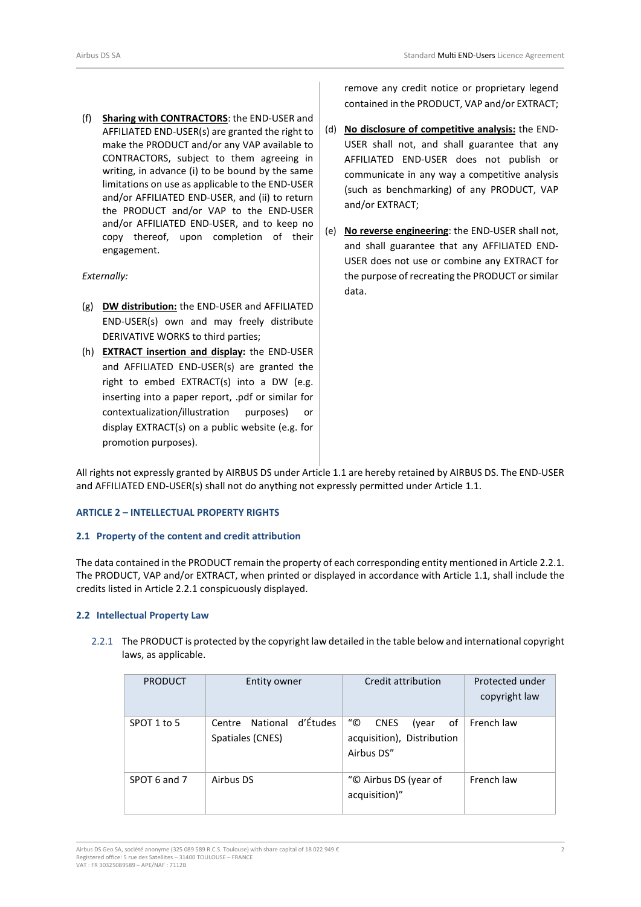(f) **Sharing with CONTRACTORS**: the END-USER and AFFILIATED END-USER(s) are granted the right to make the PRODUCT and/or any VAP available to CONTRACTORS, subject to them agreeing in writing, in advance (i) to be bound by the same limitations on use as applicable to the END-USER and/or AFFILIATED END-USER, and (ii) to return the PRODUCT and/or VAP to the END-USER and/or AFFILIATED END-USER, and to keep no copy thereof, upon completion of their engagement.

*Externally:*

(g) **DW distribution:** the END-USER and AFFILIATED END-USER(s) own and may freely distribute DERIVATIVE WORKS to third parties;

(h) **EXTRACT insertion and display:** the END-USER and AFFILIATED END-USER(s) are granted the right to embed EXTRACT(s) into a DW (e.g. inserting into a paper report, .pdf or similar for contextualization/illustration purposes) or display EXTRACT(s) on a public website (e.g. for promotion purposes).

remove any credit notice or proprietary legend contained in the PRODUCT, VAP and/or EXTRACT;

(d) **No disclosure of competitive analysis:** the END-USER shall not, and shall guarantee that any AFFILIATED END-USER does not publish or communicate in any way a competitive analysis (such as benchmarking) of any PRODUCT, VAP and/or EXTRACT;

(e) **No reverse engineering**: the END-USER shall not, and shall guarantee that any AFFILIATED END-USER does not use or combine any EXTRACT for the purpose of recreating the PRODUCT or similar data.

All rights not expressly granted by AIRBUS DS under Article 1.1 are hereby retained by AIRBUS DS. The END-USER and AFFILIATED END-USER(s) shall not do anything not expressly permitted under Article 1.1.

## ARTICLE 2 – INTELLECTUAL PROPERTY RIGHTS

### 2.1 Property of the content and credit attribution

The data contained in the PRODUCT remain the property of each corresponding entity mentioned in Article 2.2.1. The PRODUCT, VAP and/or EXTRACT, when printed or displayed in accordance with Article 1.1, shall include the credits listed in Article 2.2.1 conspicuously displayed.

### 2.2 Intellectual Property Law

2.2.1 The PRODUCT is protected by the copyright law detailed in the table below and international copyright laws, as applicable.

| PRODUCT | Entity owner | Credit attribution | Protected under copyright law |
|---|---|---|---|
| SPOT 1 to 5 | Centre National d'Études Spatiales (CNES) | "© CNES (year of acquisition), Distribution Airbus DS" | French law |
| SPOT 6 and 7 | Airbus DS | "© Airbus DS (year of acquisition)" | French law |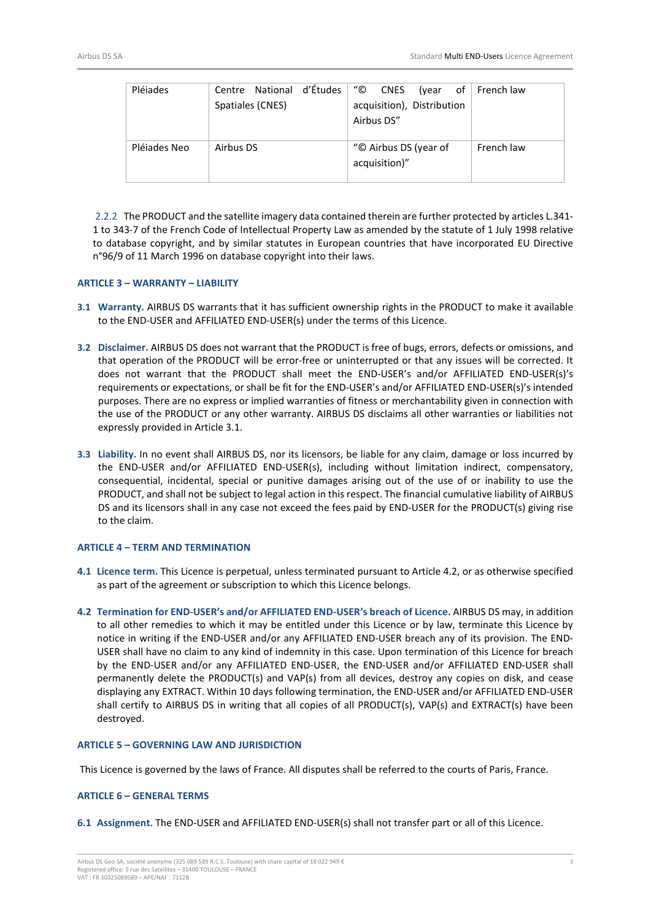| Pléiades | Centre National d'Études Spatiales (CNES) | "© CNES (year of acquisition), Distribution Airbus DS" | French law |
| --- | --- | --- | --- |
| Pléiades Neo | Airbus DS | "© Airbus DS (year of acquisition)" | French law |

2.2.2 The PRODUCT and the satellite imagery data contained therein are further protected by articles L.341-1 to 343-7 of the French Code of Intellectual Property Law as amended by the statute of 1 July 1998 relative to database copyright, and by similar statutes in European countries that have incorporated EU Directive n°96/9 of 11 March 1996 on database copyright into their laws.

### ARTICLE 3 – WARRANTY – LIABILITY

**3.1 Warranty.** AIRBUS DS warrants that it has sufficient ownership rights in the PRODUCT to make it available to the END-USER and AFFILIATED END-USER(s) under the terms of this Licence.

**3.2 Disclaimer.** AIRBUS DS does not warrant that the PRODUCT is free of bugs, errors, defects or omissions, and that operation of the PRODUCT will be error-free or uninterrupted or that any issues will be corrected. It does not warrant that the PRODUCT shall meet the END-USER's and/or AFFILIATED END-USER(s)'s requirements or expectations, or shall be fit for the END-USER's and/or AFFILIATED END-USER(s)'s intended purposes. There are no express or implied warranties of fitness or merchantability given in connection with the use of the PRODUCT or any other warranty. AIRBUS DS disclaims all other warranties or liabilities not expressly provided in Article 3.1.

**3.3 Liability.** In no event shall AIRBUS DS, nor its licensors, be liable for any claim, damage or loss incurred by the END-USER and/or AFFILIATED END-USER(s), including without limitation indirect, compensatory, consequential, incidental, special or punitive damages arising out of the use of or inability to use the PRODUCT, and shall not be subject to legal action in this respect. The financial cumulative liability of AIRBUS DS and its licensors shall in any case not exceed the fees paid by END-USER for the PRODUCT(s) giving rise to the claim.

### ARTICLE 4 – TERM AND TERMINATION

**4.1 Licence term.** This Licence is perpetual, unless terminated pursuant to Article 4.2, or as otherwise specified as part of the agreement or subscription to which this Licence belongs.

**4.2 Termination for END-USER's and/or AFFILIATED END-USER's breach of Licence.** AIRBUS DS may, in addition to all other remedies to which it may be entitled under this Licence or by law, terminate this Licence by notice in writing if the END-USER and/or any AFFILIATED END-USER breach any of its provision. The END-USER shall have no claim to any kind of indemnity in this case. Upon termination of this Licence for breach by the END-USER and/or any AFFILIATED END-USER, the END-USER and/or AFFILIATED END-USER shall permanently delete the PRODUCT(s) and VAP(s) from all devices, destroy any copies on disk, and cease displaying any EXTRACT. Within 10 days following termination, the END-USER and/or AFFILIATED END-USER shall certify to AIRBUS DS in writing that all copies of all PRODUCT(s), VAP(s) and EXTRACT(s) have been destroyed.

### ARTICLE 5 – GOVERNING LAW AND JURISDICTION

This Licence is governed by the laws of France. All disputes shall be referred to the courts of Paris, France.

### ARTICLE 6 – GENERAL TERMS

**6.1 Assignment**. The END-USER and AFFILIATED END-USER(s) shall not transfer part or all of this Licence.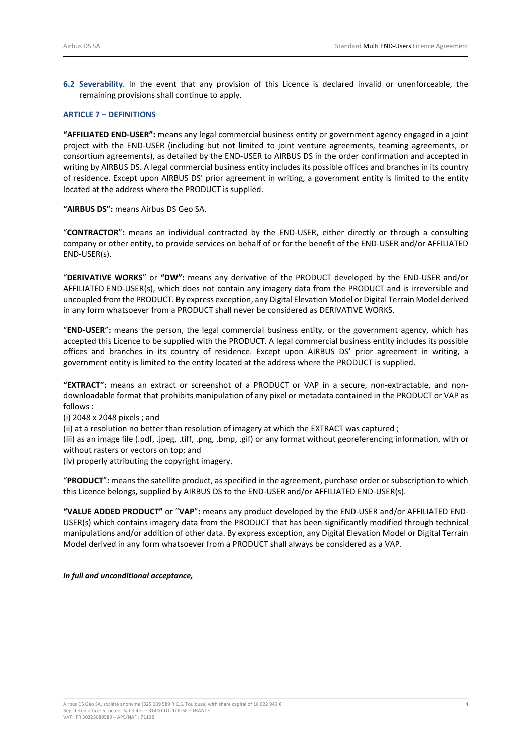**6.2 Severability**. In the event that any provision of this Licence is declared invalid or unenforceable, the remaining provisions shall continue to apply.

## ARTICLE 7 – DEFINITIONS

**"AFFILIATED END-USER":** means any legal commercial business entity or government agency engaged in a joint project with the END-USER (including but not limited to joint venture agreements, teaming agreements, or consortium agreements), as detailed by the END-USER to AIRBUS DS in the order confirmation and accepted in writing by AIRBUS DS. A legal commercial business entity includes its possible offices and branches in its country of residence. Except upon AIRBUS DS' prior agreement in writing, a government entity is limited to the entity located at the address where the PRODUCT is supplied.

**"AIRBUS DS":** means Airbus DS Geo SA.

"**CONTRACTOR**"**:** means an individual contracted by the END-USER, either directly or through a consulting company or other entity, to provide services on behalf of or for the benefit of the END-USER and/or AFFILIATED END-USER(s).

"**DERIVATIVE WORKS**" or **"DW":** means any derivative of the PRODUCT developed by the END-USER and/or AFFILIATED END-USER(s), which does not contain any imagery data from the PRODUCT and is irreversible and uncoupled from the PRODUCT. By express exception, any Digital Elevation Model or Digital Terrain Model derived in any form whatsoever from a PRODUCT shall never be considered as DERIVATIVE WORKS.

"**END-USER**"**:** means the person, the legal commercial business entity, or the government agency, which has accepted this Licence to be supplied with the PRODUCT. A legal commercial business entity includes its possible offices and branches in its country of residence. Except upon AIRBUS DS' prior agreement in writing, a government entity is limited to the entity located at the address where the PRODUCT is supplied.

**"EXTRACT":** means an extract or screenshot of a PRODUCT or VAP in a secure, non-extractable, and non-downloadable format that prohibits manipulation of any pixel or metadata contained in the PRODUCT or VAP as follows :

(i) 2048 x 2048 pixels ; and

(ii) at a resolution no better than resolution of imagery at which the EXTRACT was captured ;

(iii) as an image file (.pdf, .jpeg, .tiff, .png, .bmp, .gif) or any format without georeferencing information, with or without rasters or vectors on top; and

(iv) properly attributing the copyright imagery.

"**PRODUCT**"**:** means the satellite product, as specified in the agreement, purchase order or subscription to which this Licence belongs, supplied by AIRBUS DS to the END-USER and/or AFFILIATED END-USER(s).

**"VALUE ADDED PRODUCT"** or "**VAP**"**:** means any product developed by the END-USER and/or AFFILIATED END-USER(s) which contains imagery data from the PRODUCT that has been significantly modified through technical manipulations and/or addition of other data. By express exception, any Digital Elevation Model or Digital Terrain Model derived in any form whatsoever from a PRODUCT shall always be considered as a VAP.

***In full and unconditional acceptance,***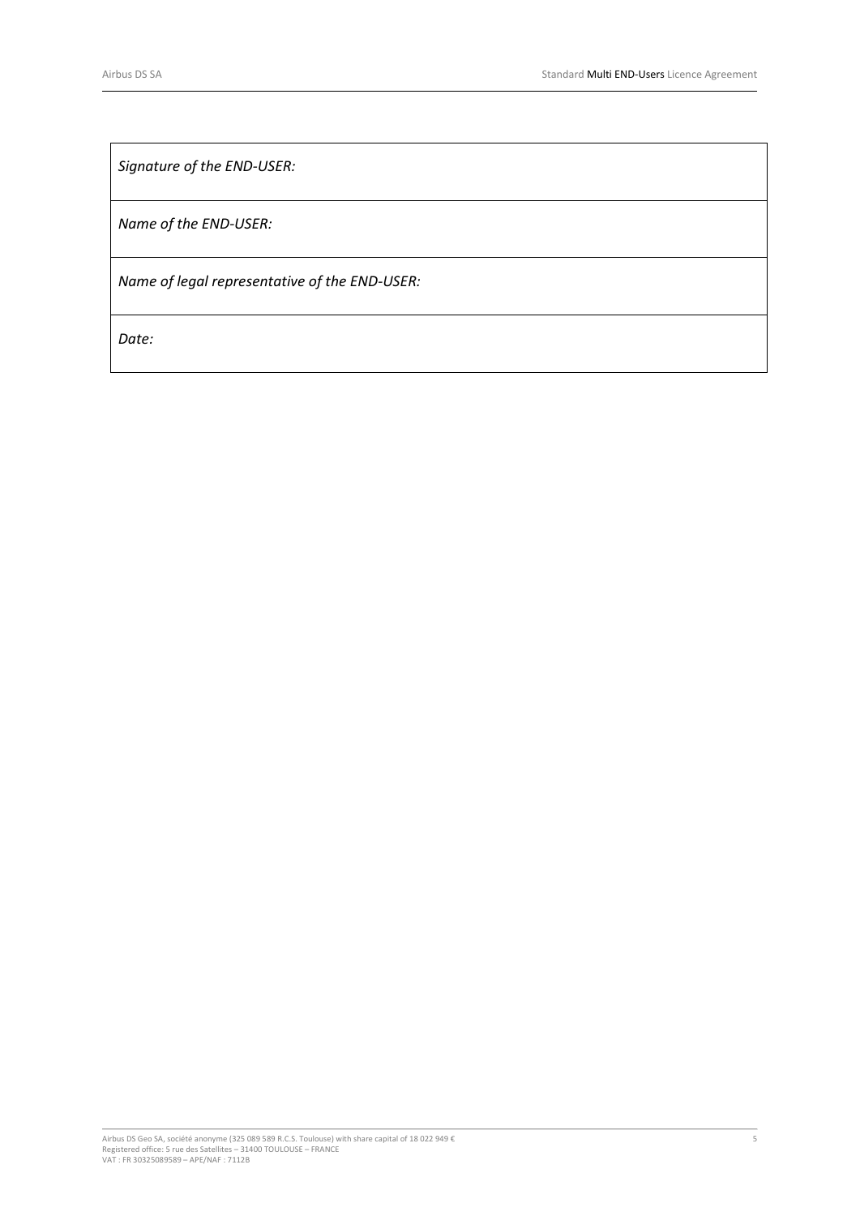| |
|---|
| *Signature of the END-USER:* |
| *Name of the END-USER:* |
| *Name of legal representative of the END-USER:* |
| *Date:* |